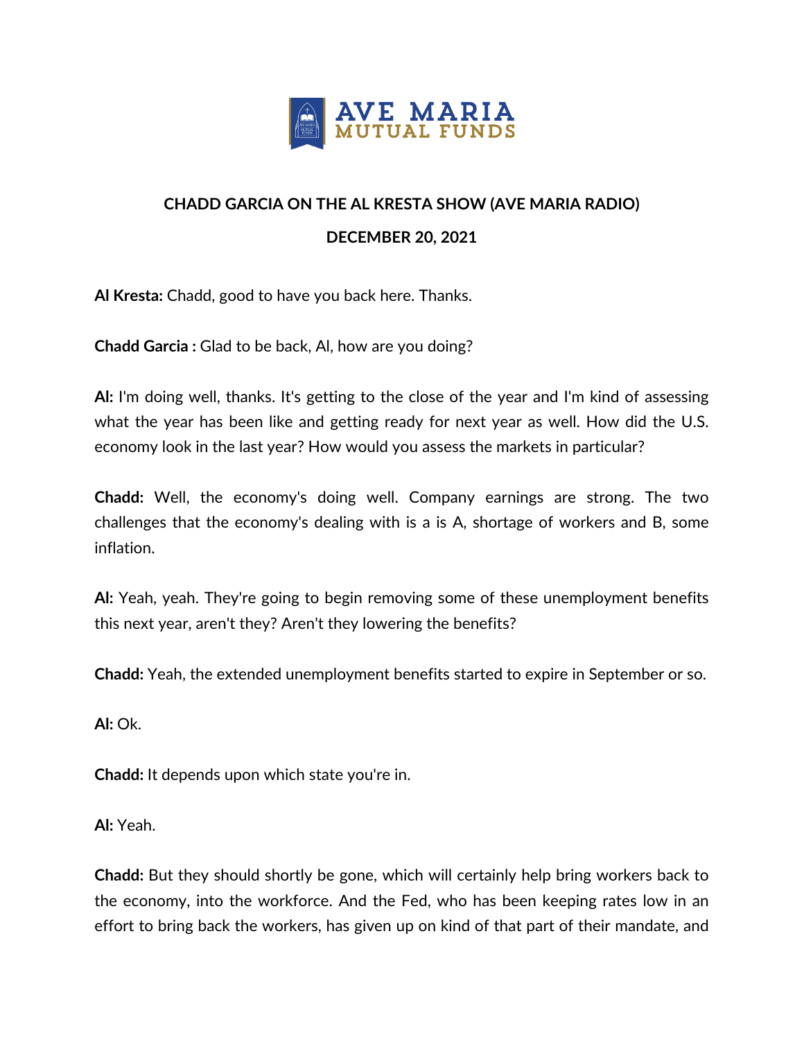AVE MARIA MUTUAL FUNDS

# CHADD GARCIA ON THE AL KRESTA SHOW (AVE MARIA RADIO)

## DECEMBER 20, 2021

**Al Kresta:** Chadd, good to have you back here. Thanks.

**Chadd Garcia :** Glad to be back, Al, how are you doing?

**Al:** I'm doing well, thanks. It's getting to the close of the year and I'm kind of assessing what the year has been like and getting ready for next year as well. How did the U.S. economy look in the last year? How would you assess the markets in particular?

**Chadd:** Well, the economy's doing well. Company earnings are strong. The two challenges that the economy's dealing with is a is A, shortage of workers and B, some inflation.

**Al:** Yeah, yeah. They're going to begin removing some of these unemployment benefits this next year, aren't they? Aren't they lowering the benefits?

**Chadd:** Yeah, the extended unemployment benefits started to expire in September or so.

**Al:** Ok.

**Chadd:** It depends upon which state you're in.

**Al:** Yeah.

**Chadd:** But they should shortly be gone, which will certainly help bring workers back to the economy, into the workforce. And the Fed, who has been keeping rates low in an effort to bring back the workers, has given up on kind of that part of their mandate, and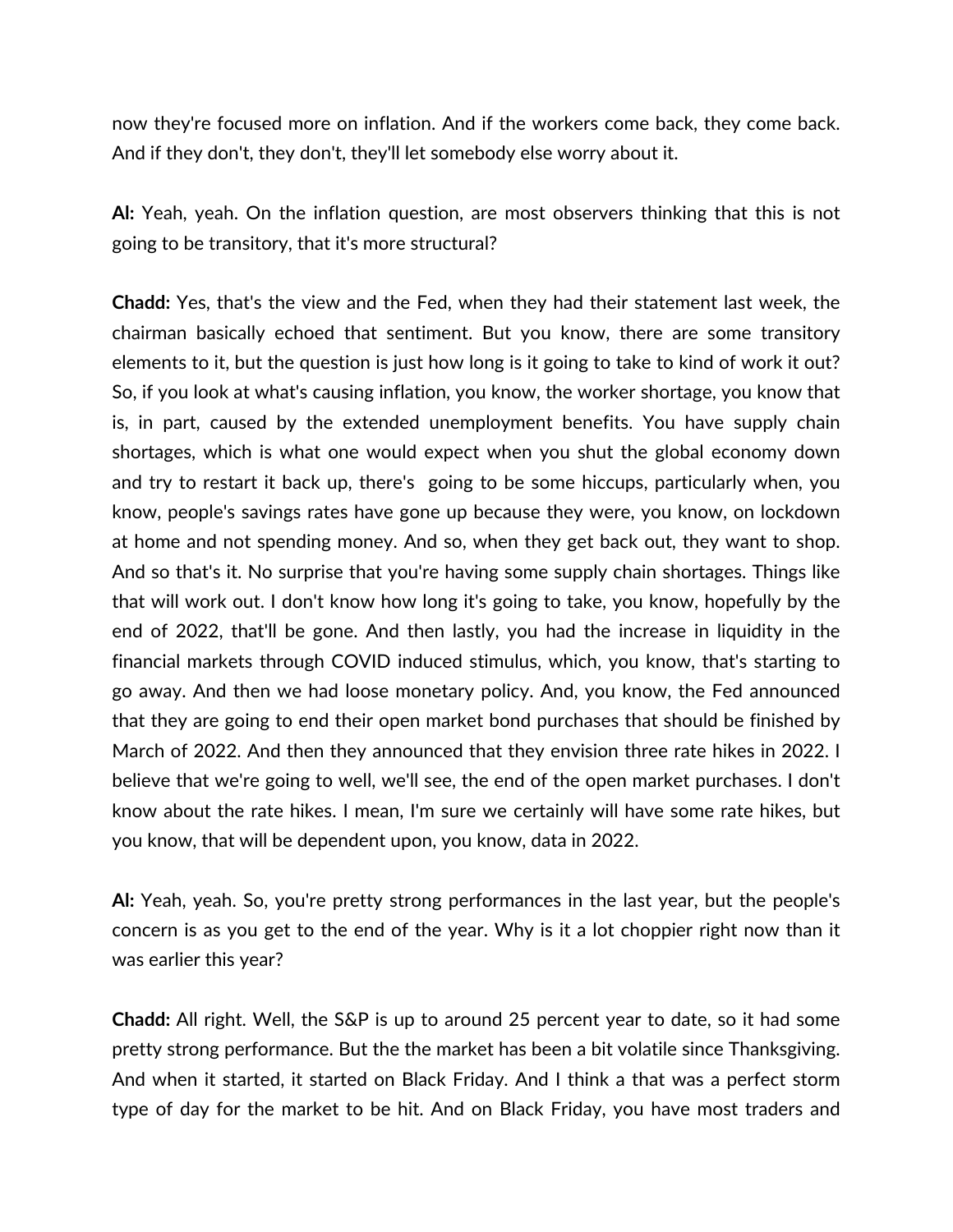now they're focused more on inflation. And if the workers come back, they come back. And if they don't, they don't, they'll let somebody else worry about it.

**Al:** Yeah, yeah. On the inflation question, are most observers thinking that this is not going to be transitory, that it's more structural?

**Chadd:** Yes, that's the view and the Fed, when they had their statement last week, the chairman basically echoed that sentiment. But you know, there are some transitory elements to it, but the question is just how long is it going to take to kind of work it out? So, if you look at what's causing inflation, you know, the worker shortage, you know that is, in part, caused by the extended unemployment benefits. You have supply chain shortages, which is what one would expect when you shut the global economy down and try to restart it back up, there's going to be some hiccups, particularly when, you know, people's savings rates have gone up because they were, you know, on lockdown at home and not spending money. And so, when they get back out, they want to shop. And so that's it. No surprise that you're having some supply chain shortages. Things like that will work out. I don't know how long it's going to take, you know, hopefully by the end of 2022, that'll be gone. And then lastly, you had the increase in liquidity in the financial markets through COVID induced stimulus, which, you know, that's starting to go away. And then we had loose monetary policy. And, you know, the Fed announced that they are going to end their open market bond purchases that should be finished by March of 2022. And then they announced that they envision three rate hikes in 2022. I believe that we're going to well, we'll see, the end of the open market purchases. I don't know about the rate hikes. I mean, I'm sure we certainly will have some rate hikes, but you know, that will be dependent upon, you know, data in 2022.

**Al:** Yeah, yeah. So, you're pretty strong performances in the last year, but the people's concern is as you get to the end of the year. Why is it a lot choppier right now than it was earlier this year?

**Chadd:** All right. Well, the S&P is up to around 25 percent year to date, so it had some pretty strong performance. But the the market has been a bit volatile since Thanksgiving. And when it started, it started on Black Friday. And I think a that was a perfect storm type of day for the market to be hit. And on Black Friday, you have most traders and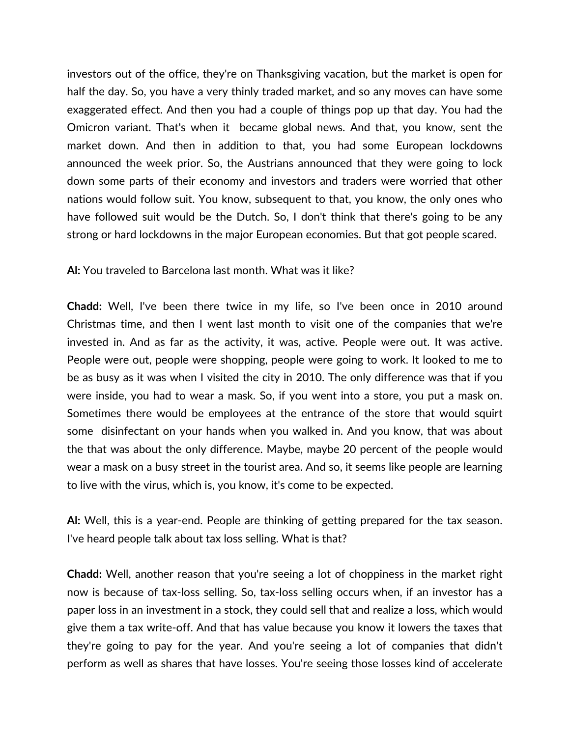investors out of the office, they're on Thanksgiving vacation, but the market is open for half the day. So, you have a very thinly traded market, and so any moves can have some exaggerated effect. And then you had a couple of things pop up that day. You had the Omicron variant. That's when it became global news. And that, you know, sent the market down. And then in addition to that, you had some European lockdowns announced the week prior. So, the Austrians announced that they were going to lock down some parts of their economy and investors and traders were worried that other nations would follow suit. You know, subsequent to that, you know, the only ones who have followed suit would be the Dutch. So, I don't think that there's going to be any strong or hard lockdowns in the major European economies. But that got people scared.

**Al:** You traveled to Barcelona last month. What was it like?

**Chadd:** Well, I've been there twice in my life, so I've been once in 2010 around Christmas time, and then I went last month to visit one of the companies that we're invested in. And as far as the activity, it was, active. People were out. It was active. People were out, people were shopping, people were going to work. It looked to me to be as busy as it was when I visited the city in 2010. The only difference was that if you were inside, you had to wear a mask. So, if you went into a store, you put a mask on. Sometimes there would be employees at the entrance of the store that would squirt some disinfectant on your hands when you walked in. And you know, that was about the that was about the only difference. Maybe, maybe 20 percent of the people would wear a mask on a busy street in the tourist area. And so, it seems like people are learning to live with the virus, which is, you know, it's come to be expected.

**Al:** Well, this is a year-end. People are thinking of getting prepared for the tax season. I've heard people talk about tax loss selling. What is that?

**Chadd:** Well, another reason that you're seeing a lot of choppiness in the market right now is because of tax-loss selling. So, tax-loss selling occurs when, if an investor has a paper loss in an investment in a stock, they could sell that and realize a loss, which would give them a tax write-off. And that has value because you know it lowers the taxes that they're going to pay for the year. And you're seeing a lot of companies that didn't perform as well as shares that have losses. You're seeing those losses kind of accelerate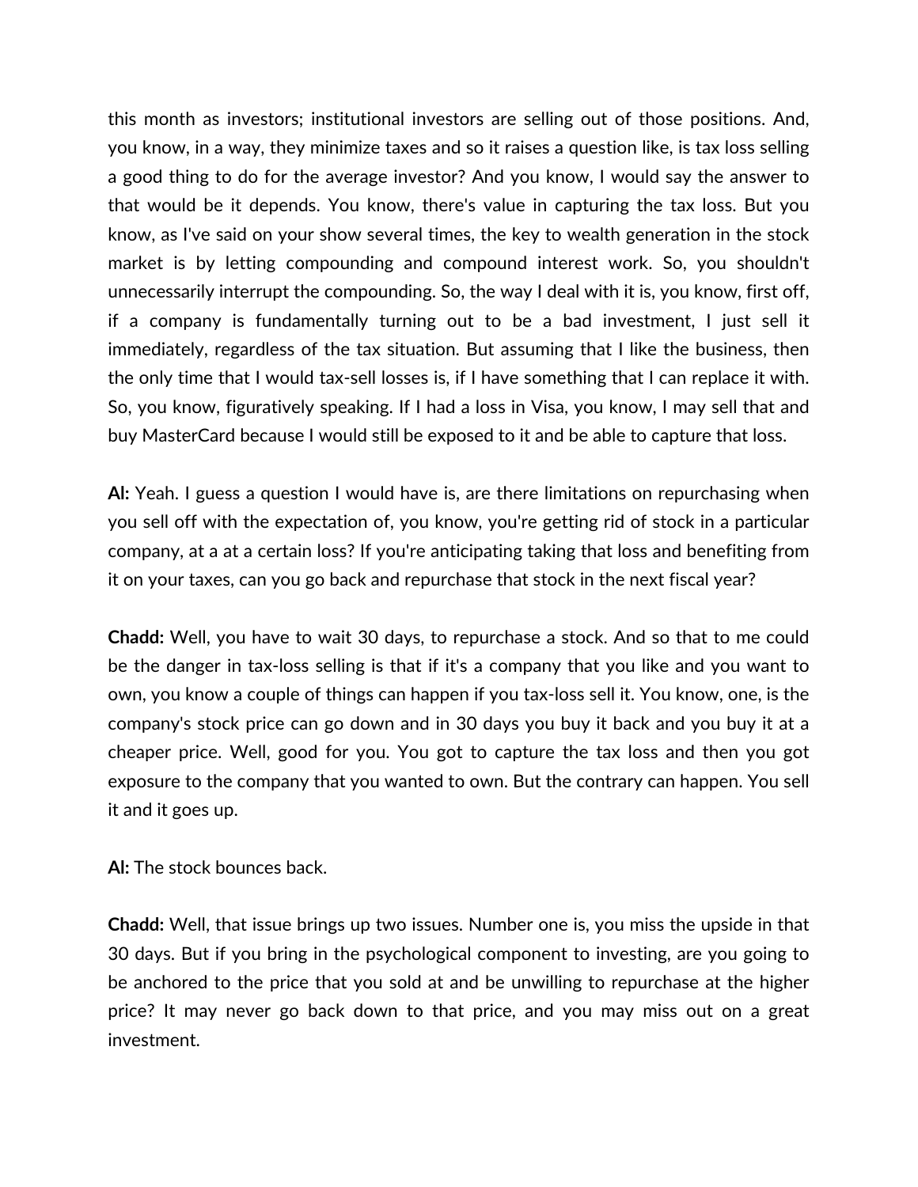this month as investors; institutional investors are selling out of those positions. And, you know, in a way, they minimize taxes and so it raises a question like, is tax loss selling a good thing to do for the average investor? And you know, I would say the answer to that would be it depends. You know, there's value in capturing the tax loss. But you know, as I've said on your show several times, the key to wealth generation in the stock market is by letting compounding and compound interest work. So, you shouldn't unnecessarily interrupt the compounding. So, the way I deal with it is, you know, first off, if a company is fundamentally turning out to be a bad investment, I just sell it immediately, regardless of the tax situation. But assuming that I like the business, then the only time that I would tax-sell losses is, if I have something that I can replace it with. So, you know, figuratively speaking. If I had a loss in Visa, you know, I may sell that and buy MasterCard because I would still be exposed to it and be able to capture that loss.

**Al:** Yeah. I guess a question I would have is, are there limitations on repurchasing when you sell off with the expectation of, you know, you're getting rid of stock in a particular company, at a at a certain loss? If you're anticipating taking that loss and benefiting from it on your taxes, can you go back and repurchase that stock in the next fiscal year?

**Chadd:** Well, you have to wait 30 days, to repurchase a stock. And so that to me could be the danger in tax-loss selling is that if it's a company that you like and you want to own, you know a couple of things can happen if you tax-loss sell it. You know, one, is the company's stock price can go down and in 30 days you buy it back and you buy it at a cheaper price. Well, good for you. You got to capture the tax loss and then you got exposure to the company that you wanted to own. But the contrary can happen. You sell it and it goes up.

**Al:** The stock bounces back.

**Chadd:** Well, that issue brings up two issues. Number one is, you miss the upside in that 30 days. But if you bring in the psychological component to investing, are you going to be anchored to the price that you sold at and be unwilling to repurchase at the higher price? It may never go back down to that price, and you may miss out on a great investment.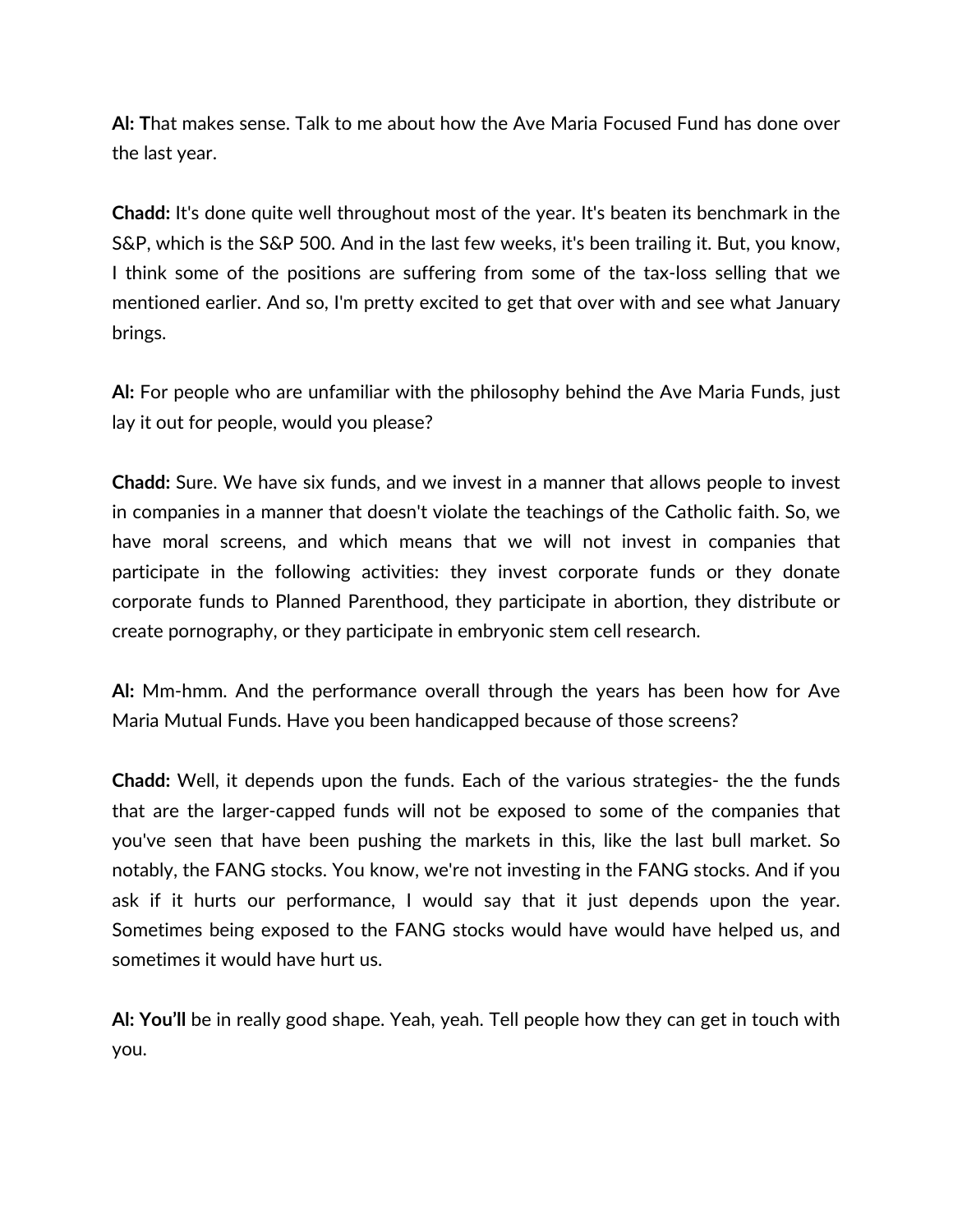**Al: T**hat makes sense. Talk to me about how the Ave Maria Focused Fund has done over the last year.

**Chadd:** It's done quite well throughout most of the year. It's beaten its benchmark in the S&P, which is the S&P 500. And in the last few weeks, it's been trailing it. But, you know, I think some of the positions are suffering from some of the tax-loss selling that we mentioned earlier. And so, I'm pretty excited to get that over with and see what January brings.

**Al:** For people who are unfamiliar with the philosophy behind the Ave Maria Funds, just lay it out for people, would you please?

**Chadd:** Sure. We have six funds, and we invest in a manner that allows people to invest in companies in a manner that doesn't violate the teachings of the Catholic faith. So, we have moral screens, and which means that we will not invest in companies that participate in the following activities: they invest corporate funds or they donate corporate funds to Planned Parenthood, they participate in abortion, they distribute or create pornography, or they participate in embryonic stem cell research.

**Al:** Mm-hmm. And the performance overall through the years has been how for Ave Maria Mutual Funds. Have you been handicapped because of those screens?

**Chadd:** Well, it depends upon the funds. Each of the various strategies- the the funds that are the larger-capped funds will not be exposed to some of the companies that you've seen that have been pushing the markets in this, like the last bull market. So notably, the FANG stocks. You know, we're not investing in the FANG stocks. And if you ask if it hurts our performance, I would say that it just depends upon the year. Sometimes being exposed to the FANG stocks would have would have helped us, and sometimes it would have hurt us.

**Al: You'll** be in really good shape. Yeah, yeah. Tell people how they can get in touch with you.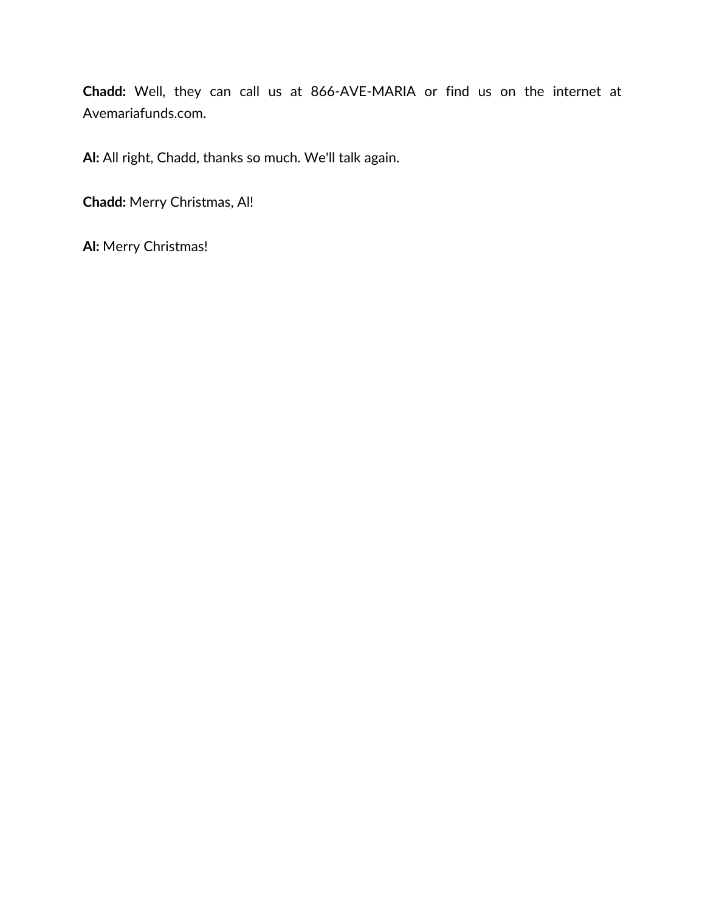**Chadd:** Well, they can call us at 866-AVE-MARIA or find us on the internet at Avemariafunds.com.

**Al:** All right, Chadd, thanks so much. We'll talk again.

**Chadd:** Merry Christmas, Al!

**Al:** Merry Christmas!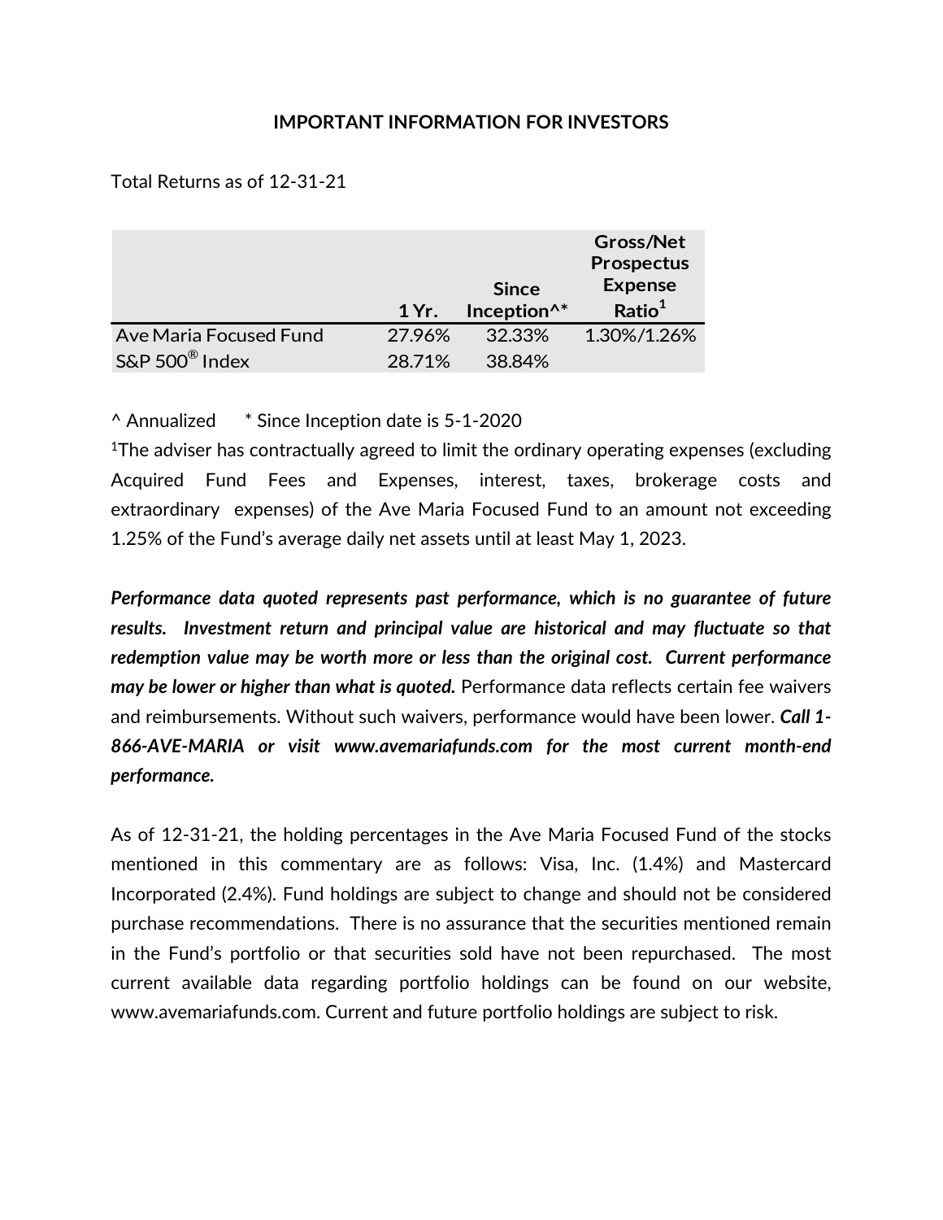# IMPORTANT INFORMATION FOR INVESTORS

Total Returns as of 12-31-21

| | 1 Yr. | Since Inception^* | Gross/Net Prospectus Expense Ratio[1] |
|---|---|---|---|
| Ave Maria Focused Fund | 27.96% | 32.33% | 1.30%/1.26% |
| S&P 500® Index | 28.71% | 38.84% | |

^ Annualized * Since Inception date is 5-1-2020

[1]The adviser has contractually agreed to limit the ordinary operating expenses (excluding Acquired Fund Fees and Expenses, interest, taxes, brokerage costs and extraordinary expenses) of the Ave Maria Focused Fund to an amount not exceeding 1.25% of the Fund's average daily net assets until at least May 1, 2023.

***Performance data quoted represents past performance, which is no guarantee of future results. Investment return and principal value are historical and may fluctuate so that redemption value may be worth more or less than the original cost. Current performance may be lower or higher than what is quoted.*** Performance data reflects certain fee waivers and reimbursements. Without such waivers, performance would have been lower. ***Call 1-866-AVE-MARIA or visit www.avemariafunds.com for the most current month-end performance.***

As of 12-31-21, the holding percentages in the Ave Maria Focused Fund of the stocks mentioned in this commentary are as follows: Visa, Inc. (1.4%) and Mastercard Incorporated (2.4%). Fund holdings are subject to change and should not be considered purchase recommendations. There is no assurance that the securities mentioned remain in the Fund's portfolio or that securities sold have not been repurchased. The most current available data regarding portfolio holdings can be found on our website, www.avemariafunds.com. Current and future portfolio holdings are subject to risk.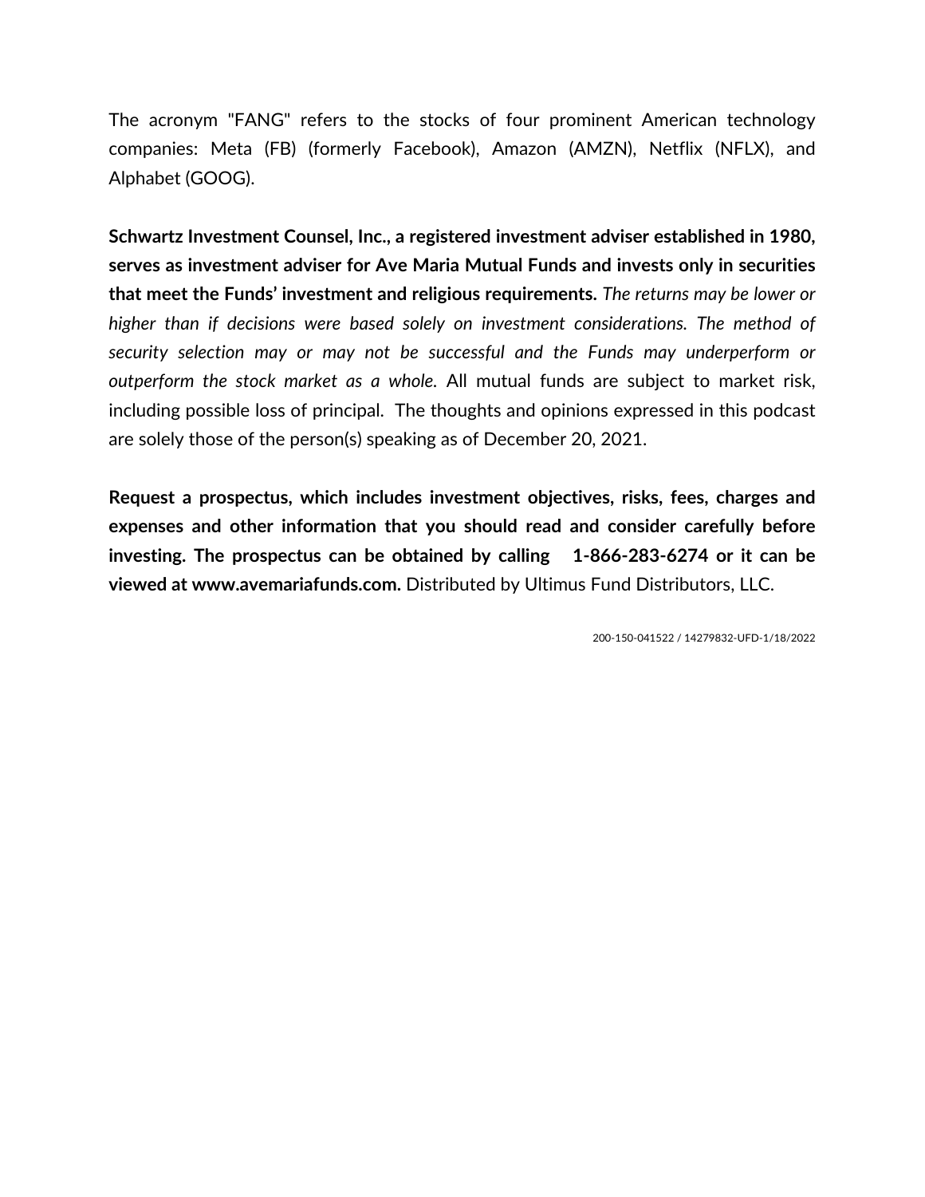The acronym "FANG" refers to the stocks of four prominent American technology companies: Meta (FB) (formerly Facebook), Amazon (AMZN), Netflix (NFLX), and Alphabet (GOOG).

**Schwartz Investment Counsel, Inc., a registered investment adviser established in 1980, serves as investment adviser for Ave Maria Mutual Funds and invests only in securities that meet the Funds' investment and religious requirements.** *The returns may be lower or higher than if decisions were based solely on investment considerations. The method of security selection may or may not be successful and the Funds may underperform or outperform the stock market as a whole.* All mutual funds are subject to market risk, including possible loss of principal. The thoughts and opinions expressed in this podcast are solely those of the person(s) speaking as of December 20, 2021.

**Request a prospectus, which includes investment objectives, risks, fees, charges and expenses and other information that you should read and consider carefully before investing. The prospectus can be obtained by calling 1-866-283-6274 or it can be viewed at www.avemariafunds.com.** Distributed by Ultimus Fund Distributors, LLC.

200-150-041522 / 14279832-UFD-1/18/2022